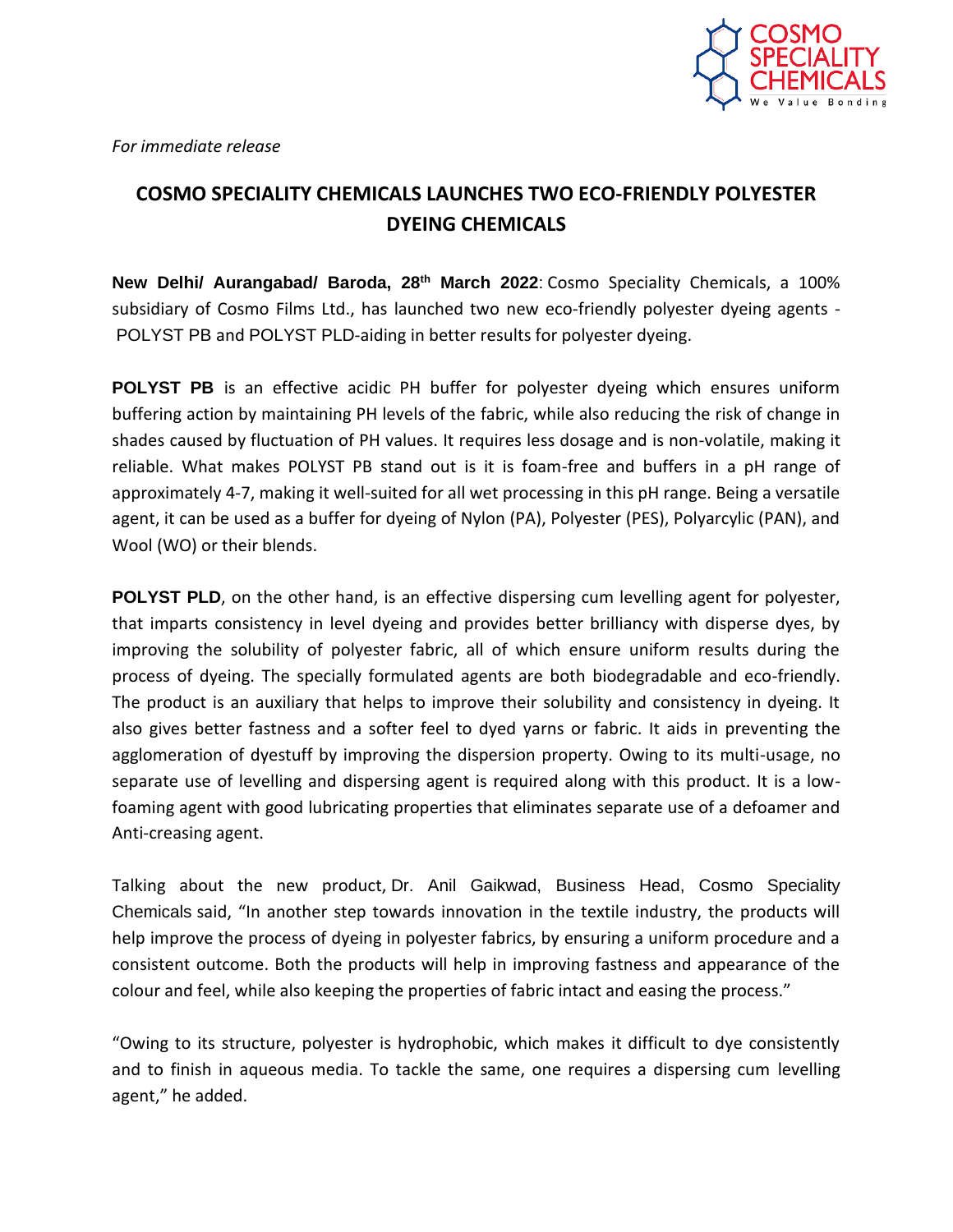*For immediate release*

# COSMO SPECIALITY CHEMICALS LAUNCHES TWO ECO-FRIENDLY POLYESTER DYEING CHEMICALS

**New Delhi/ Aurangabad/ Baroda, 28th March 2022**: Cosmo Speciality Chemicals, a 100% subsidiary of Cosmo Films Ltd., has launched two new eco-friendly polyester dyeing agents - POLYST PB and POLYST PLD-aiding in better results for polyester dyeing.

**POLYST PB** is an effective acidic PH buffer for polyester dyeing which ensures uniform buffering action by maintaining PH levels of the fabric, while also reducing the risk of change in shades caused by fluctuation of PH values. It requires less dosage and is non-volatile, making it reliable. What makes POLYST PB stand out is it is foam-free and buffers in a pH range of approximately 4-7, making it well-suited for all wet processing in this pH range. Being a versatile agent, it can be used as a buffer for dyeing of Nylon (PA), Polyester (PES), Polyarcylic (PAN), and Wool (WO) or their blends.

**POLYST PLD**, on the other hand, is an effective dispersing cum levelling agent for polyester, that imparts consistency in level dyeing and provides better brilliancy with disperse dyes, by improving the solubility of polyester fabric, all of which ensure uniform results during the process of dyeing. The specially formulated agents are both biodegradable and eco-friendly. The product is an auxiliary that helps to improve their solubility and consistency in dyeing. It also gives better fastness and a softer feel to dyed yarns or fabric. It aids in preventing the agglomeration of dyestuff by improving the dispersion property. Owing to its multi-usage, no separate use of levelling and dispersing agent is required along with this product. It is a low-foaming agent with good lubricating properties that eliminates separate use of a defoamer and Anti-creasing agent.

Talking about the new product, Dr. Anil Gaikwad, Business Head, Cosmo Speciality Chemicals said, "In another step towards innovation in the textile industry, the products will help improve the process of dyeing in polyester fabrics, by ensuring a uniform procedure and a consistent outcome. Both the products will help in improving fastness and appearance of the colour and feel, while also keeping the properties of fabric intact and easing the process."

"Owing to its structure, polyester is hydrophobic, which makes it difficult to dye consistently and to finish in aqueous media. To tackle the same, one requires a dispersing cum levelling agent," he added.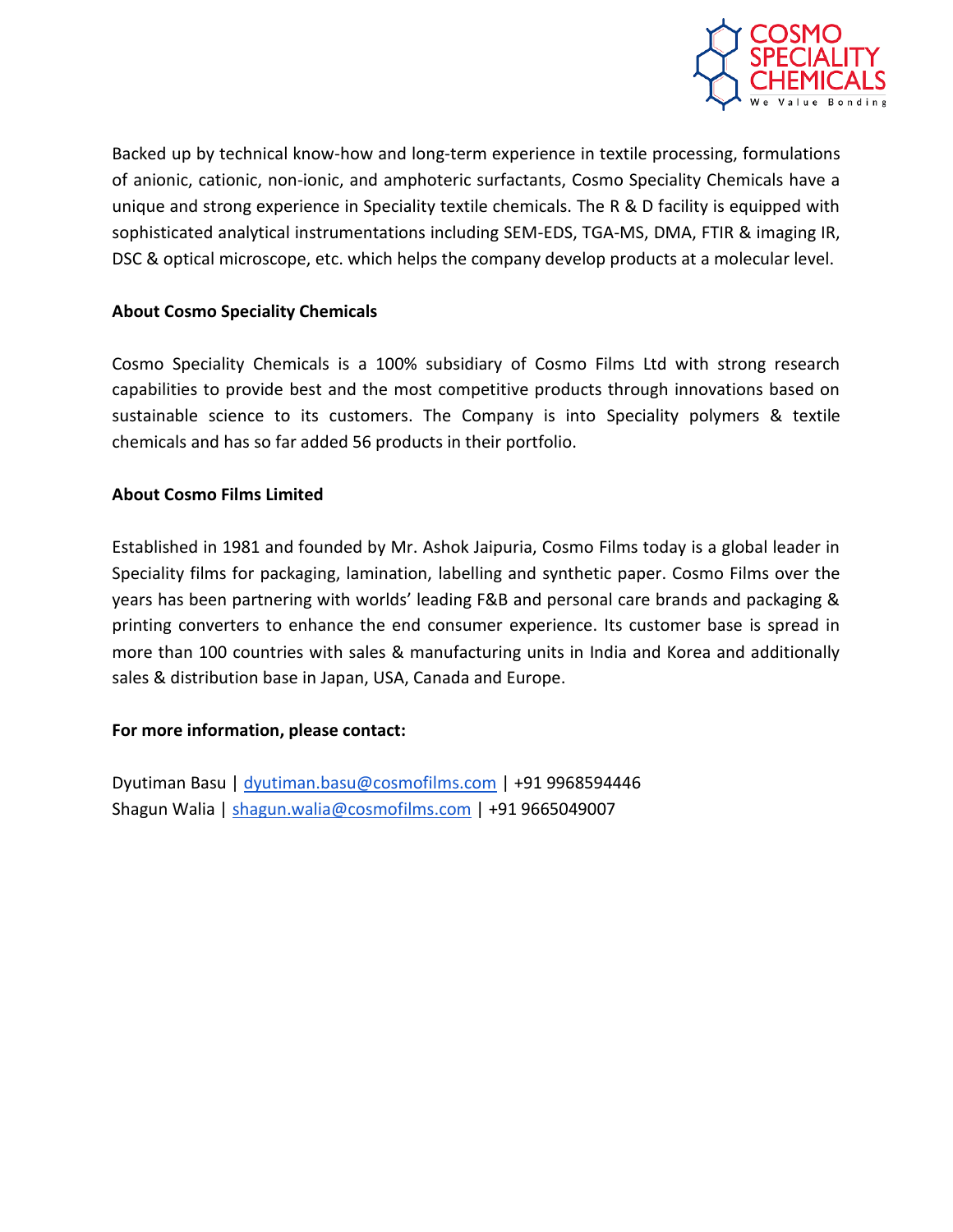Backed up by technical know-how and long-term experience in textile processing, formulations of anionic, cationic, non-ionic, and amphoteric surfactants, Cosmo Speciality Chemicals have a unique and strong experience in Speciality textile chemicals. The R & D facility is equipped with sophisticated analytical instrumentations including SEM-EDS, TGA-MS, DMA, FTIR & imaging IR, DSC & optical microscope, etc. which helps the company develop products at a molecular level.

**About Cosmo Speciality Chemicals**

Cosmo Speciality Chemicals is a 100% subsidiary of Cosmo Films Ltd with strong research capabilities to provide best and the most competitive products through innovations based on sustainable science to its customers. The Company is into Speciality polymers & textile chemicals and has so far added 56 products in their portfolio.

**About Cosmo Films Limited**

Established in 1981 and founded by Mr. Ashok Jaipuria, Cosmo Films today is a global leader in Speciality films for packaging, lamination, labelling and synthetic paper. Cosmo Films over the years has been partnering with worlds' leading F&B and personal care brands and packaging & printing converters to enhance the end consumer experience. Its customer base is spread in more than 100 countries with sales & manufacturing units in India and Korea and additionally sales & distribution base in Japan, USA, Canada and Europe.

**For more information, please contact:**

Dyutiman Basu | dyutiman.basu@cosmofilms.com | +91 9968594446
Shagun Walia | shagun.walia@cosmofilms.com | +91 9665049007